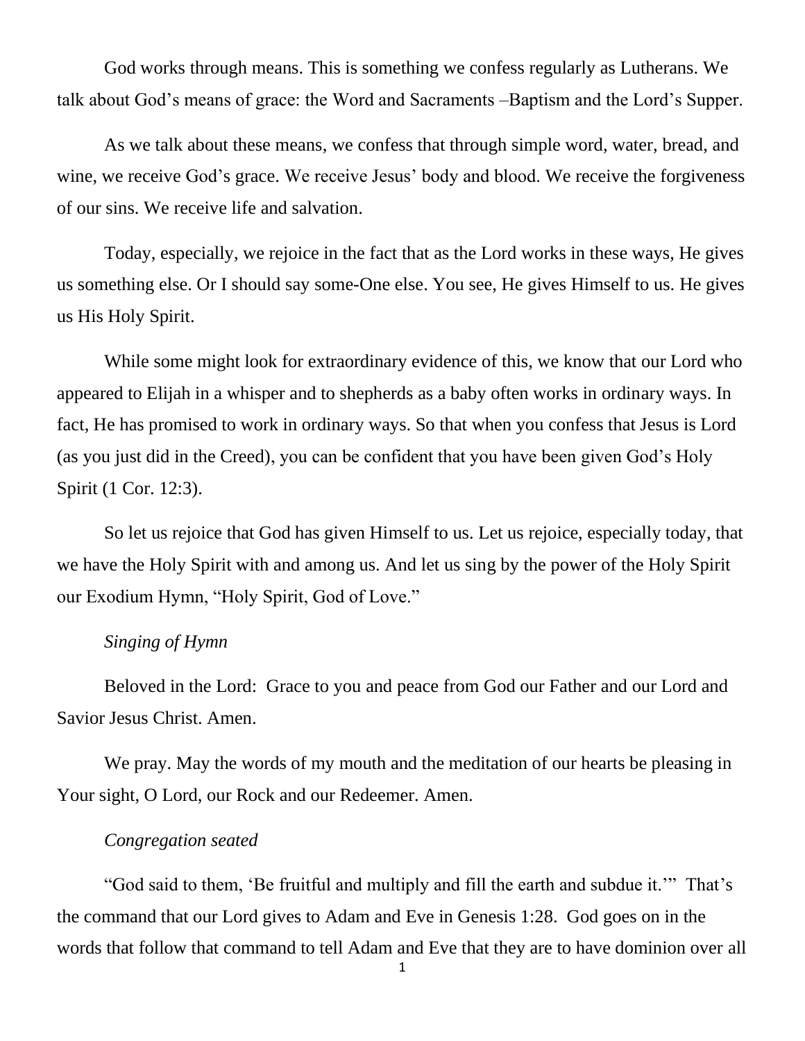God works through means. This is something we confess regularly as Lutherans. We talk about God's means of grace: the Word and Sacraments –Baptism and the Lord's Supper.

As we talk about these means, we confess that through simple word, water, bread, and wine, we receive God's grace. We receive Jesus' body and blood. We receive the forgiveness of our sins. We receive life and salvation.

Today, especially, we rejoice in the fact that as the Lord works in these ways, He gives us something else. Or I should say some-One else. You see, He gives Himself to us. He gives us His Holy Spirit.

While some might look for extraordinary evidence of this, we know that our Lord who appeared to Elijah in a whisper and to shepherds as a baby often works in ordinary ways. In fact, He has promised to work in ordinary ways. So that when you confess that Jesus is Lord (as you just did in the Creed), you can be confident that you have been given God's Holy Spirit (1 Cor. 12:3).

So let us rejoice that God has given Himself to us. Let us rejoice, especially today, that we have the Holy Spirit with and among us. And let us sing by the power of the Holy Spirit our Exodium Hymn, "Holy Spirit, God of Love."

*Singing of Hymn*

Beloved in the Lord: Grace to you and peace from God our Father and our Lord and Savior Jesus Christ. Amen.

We pray. May the words of my mouth and the meditation of our hearts be pleasing in Your sight, O Lord, our Rock and our Redeemer. Amen.

*Congregation seated*

"God said to them, 'Be fruitful and multiply and fill the earth and subdue it.'" That's the command that our Lord gives to Adam and Eve in Genesis 1:28. God goes on in the words that follow that command to tell Adam and Eve that they are to have dominion over all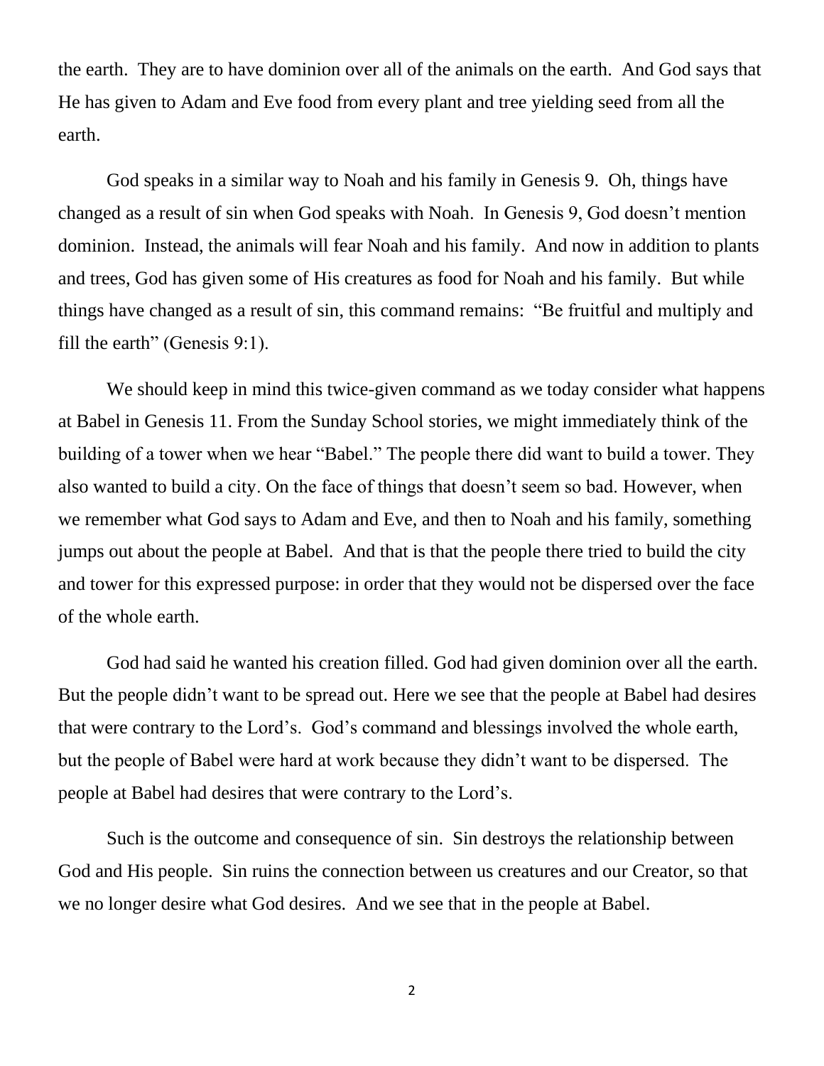the earth. They are to have dominion over all of the animals on the earth. And God says that He has given to Adam and Eve food from every plant and tree yielding seed from all the earth.

God speaks in a similar way to Noah and his family in Genesis 9. Oh, things have changed as a result of sin when God speaks with Noah. In Genesis 9, God doesn't mention dominion. Instead, the animals will fear Noah and his family. And now in addition to plants and trees, God has given some of His creatures as food for Noah and his family. But while things have changed as a result of sin, this command remains: "Be fruitful and multiply and fill the earth" (Genesis 9:1).

We should keep in mind this twice-given command as we today consider what happens at Babel in Genesis 11. From the Sunday School stories, we might immediately think of the building of a tower when we hear "Babel." The people there did want to build a tower. They also wanted to build a city. On the face of things that doesn't seem so bad. However, when we remember what God says to Adam and Eve, and then to Noah and his family, something jumps out about the people at Babel. And that is that the people there tried to build the city and tower for this expressed purpose: in order that they would not be dispersed over the face of the whole earth.

God had said he wanted his creation filled. God had given dominion over all the earth. But the people didn't want to be spread out. Here we see that the people at Babel had desires that were contrary to the Lord's. God's command and blessings involved the whole earth, but the people of Babel were hard at work because they didn't want to be dispersed. The people at Babel had desires that were contrary to the Lord's.

Such is the outcome and consequence of sin. Sin destroys the relationship between God and His people. Sin ruins the connection between us creatures and our Creator, so that we no longer desire what God desires. And we see that in the people at Babel.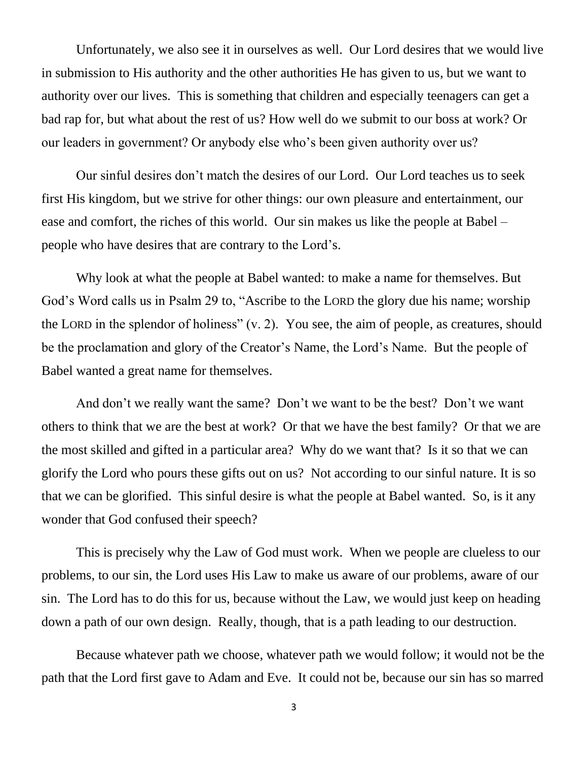Unfortunately, we also see it in ourselves as well. Our Lord desires that we would live in submission to His authority and the other authorities He has given to us, but we want to authority over our lives. This is something that children and especially teenagers can get a bad rap for, but what about the rest of us? How well do we submit to our boss at work? Or our leaders in government? Or anybody else who's been given authority over us?

Our sinful desires don't match the desires of our Lord. Our Lord teaches us to seek first His kingdom, but we strive for other things: our own pleasure and entertainment, our ease and comfort, the riches of this world. Our sin makes us like the people at Babel – people who have desires that are contrary to the Lord's.

Why look at what the people at Babel wanted: to make a name for themselves. But God's Word calls us in Psalm 29 to, "Ascribe to the LORD the glory due his name; worship the LORD in the splendor of holiness" (v. 2). You see, the aim of people, as creatures, should be the proclamation and glory of the Creator's Name, the Lord's Name. But the people of Babel wanted a great name for themselves.

And don't we really want the same? Don't we want to be the best? Don't we want others to think that we are the best at work? Or that we have the best family? Or that we are the most skilled and gifted in a particular area? Why do we want that? Is it so that we can glorify the Lord who pours these gifts out on us? Not according to our sinful nature. It is so that we can be glorified. This sinful desire is what the people at Babel wanted. So, is it any wonder that God confused their speech?

This is precisely why the Law of God must work. When we people are clueless to our problems, to our sin, the Lord uses His Law to make us aware of our problems, aware of our sin. The Lord has to do this for us, because without the Law, we would just keep on heading down a path of our own design. Really, though, that is a path leading to our destruction.

Because whatever path we choose, whatever path we would follow; it would not be the path that the Lord first gave to Adam and Eve. It could not be, because our sin has so marred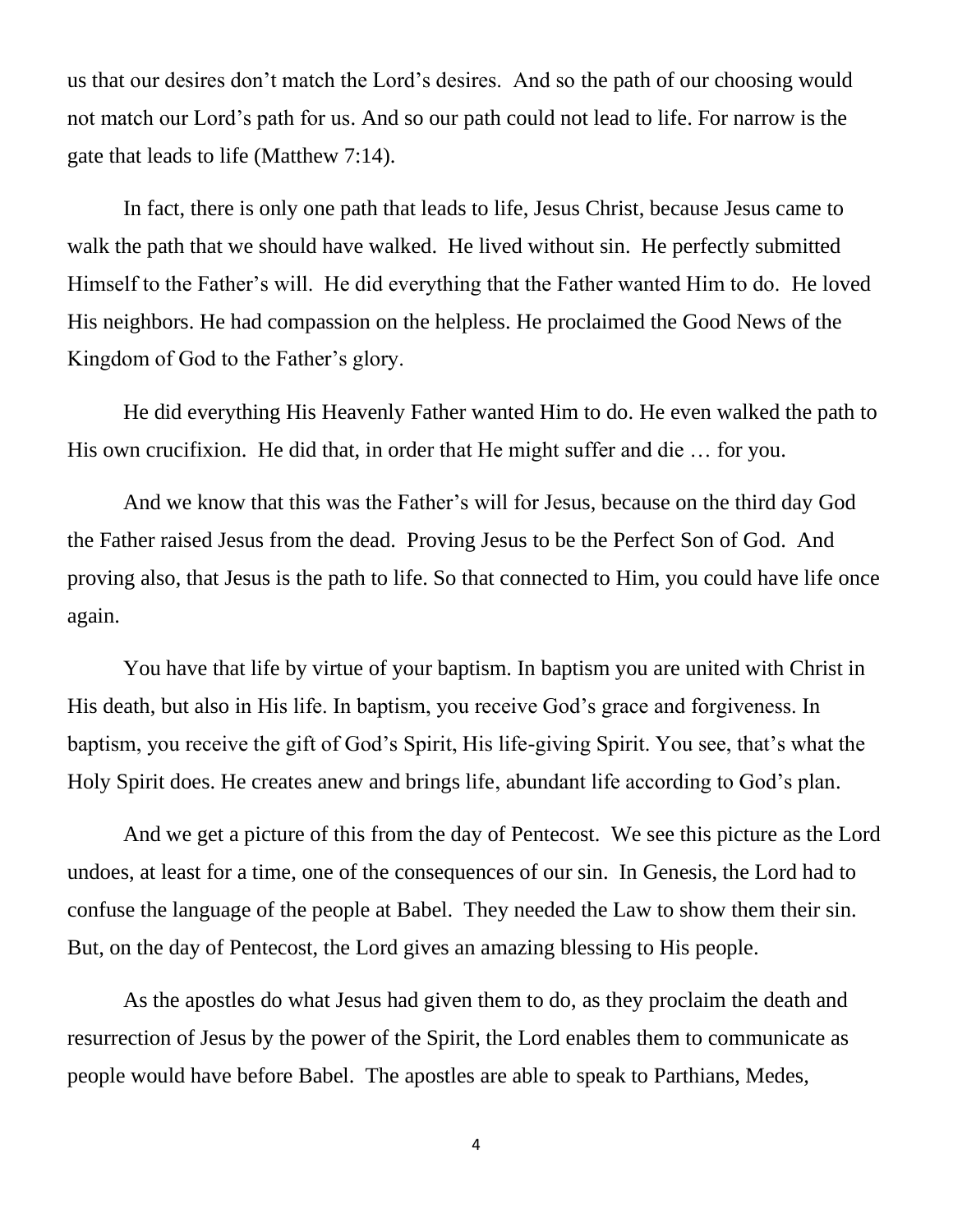us that our desires don't match the Lord's desires. And so the path of our choosing would not match our Lord's path for us. And so our path could not lead to life. For narrow is the gate that leads to life (Matthew 7:14).

In fact, there is only one path that leads to life, Jesus Christ, because Jesus came to walk the path that we should have walked. He lived without sin. He perfectly submitted Himself to the Father's will. He did everything that the Father wanted Him to do. He loved His neighbors. He had compassion on the helpless. He proclaimed the Good News of the Kingdom of God to the Father's glory.

He did everything His Heavenly Father wanted Him to do. He even walked the path to His own crucifixion. He did that, in order that He might suffer and die … for you.

And we know that this was the Father's will for Jesus, because on the third day God the Father raised Jesus from the dead. Proving Jesus to be the Perfect Son of God. And proving also, that Jesus is the path to life. So that connected to Him, you could have life once again.

You have that life by virtue of your baptism. In baptism you are united with Christ in His death, but also in His life. In baptism, you receive God's grace and forgiveness. In baptism, you receive the gift of God's Spirit, His life-giving Spirit. You see, that's what the Holy Spirit does. He creates anew and brings life, abundant life according to God's plan.

And we get a picture of this from the day of Pentecost. We see this picture as the Lord undoes, at least for a time, one of the consequences of our sin. In Genesis, the Lord had to confuse the language of the people at Babel. They needed the Law to show them their sin. But, on the day of Pentecost, the Lord gives an amazing blessing to His people.

As the apostles do what Jesus had given them to do, as they proclaim the death and resurrection of Jesus by the power of the Spirit, the Lord enables them to communicate as people would have before Babel. The apostles are able to speak to Parthians, Medes,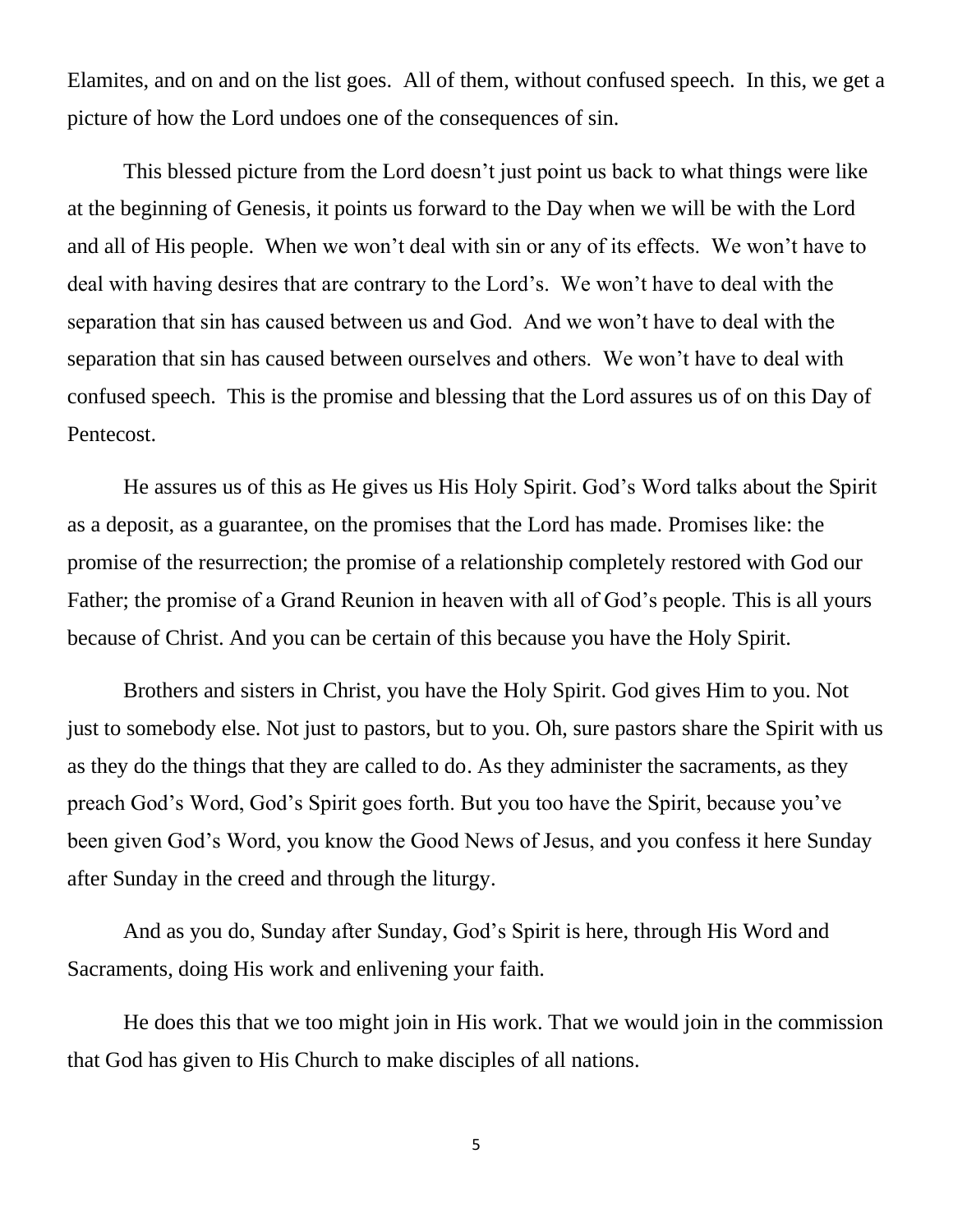Elamites, and on and on the list goes. All of them, without confused speech. In this, we get a picture of how the Lord undoes one of the consequences of sin.

This blessed picture from the Lord doesn't just point us back to what things were like at the beginning of Genesis, it points us forward to the Day when we will be with the Lord and all of His people. When we won't deal with sin or any of its effects. We won't have to deal with having desires that are contrary to the Lord's. We won't have to deal with the separation that sin has caused between us and God. And we won't have to deal with the separation that sin has caused between ourselves and others. We won't have to deal with confused speech. This is the promise and blessing that the Lord assures us of on this Day of Pentecost.

He assures us of this as He gives us His Holy Spirit. God's Word talks about the Spirit as a deposit, as a guarantee, on the promises that the Lord has made. Promises like: the promise of the resurrection; the promise of a relationship completely restored with God our Father; the promise of a Grand Reunion in heaven with all of God's people. This is all yours because of Christ. And you can be certain of this because you have the Holy Spirit.

Brothers and sisters in Christ, you have the Holy Spirit. God gives Him to you. Not just to somebody else. Not just to pastors, but to you. Oh, sure pastors share the Spirit with us as they do the things that they are called to do. As they administer the sacraments, as they preach God's Word, God's Spirit goes forth. But you too have the Spirit, because you've been given God's Word, you know the Good News of Jesus, and you confess it here Sunday after Sunday in the creed and through the liturgy.

And as you do, Sunday after Sunday, God's Spirit is here, through His Word and Sacraments, doing His work and enlivening your faith.

He does this that we too might join in His work. That we would join in the commission that God has given to His Church to make disciples of all nations.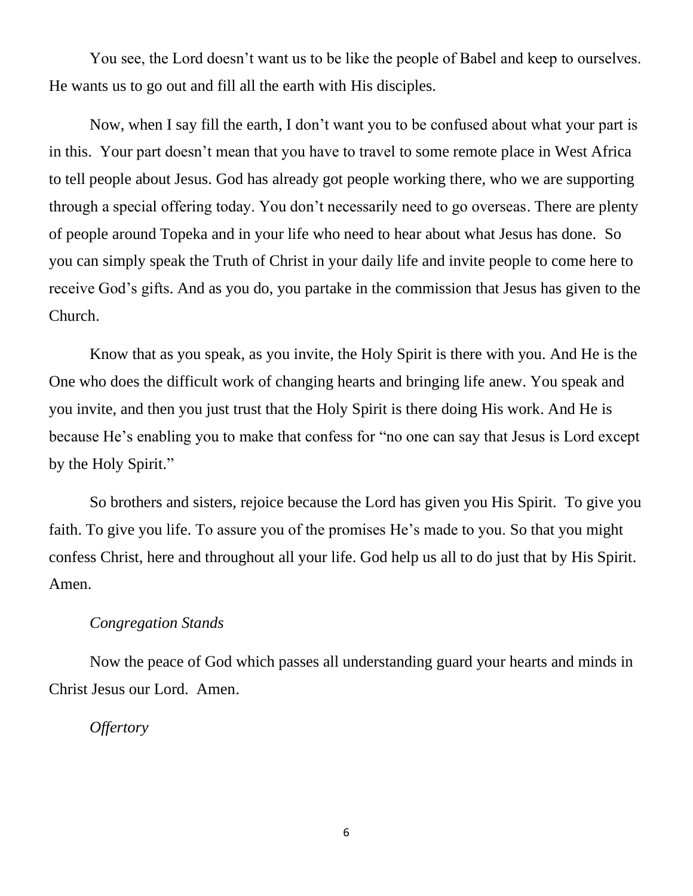You see, the Lord doesn't want us to be like the people of Babel and keep to ourselves. He wants us to go out and fill all the earth with His disciples.

Now, when I say fill the earth, I don't want you to be confused about what your part is in this. Your part doesn't mean that you have to travel to some remote place in West Africa to tell people about Jesus. God has already got people working there, who we are supporting through a special offering today. You don't necessarily need to go overseas. There are plenty of people around Topeka and in your life who need to hear about what Jesus has done. So you can simply speak the Truth of Christ in your daily life and invite people to come here to receive God's gifts. And as you do, you partake in the commission that Jesus has given to the Church.

Know that as you speak, as you invite, the Holy Spirit is there with you. And He is the One who does the difficult work of changing hearts and bringing life anew. You speak and you invite, and then you just trust that the Holy Spirit is there doing His work. And He is because He's enabling you to make that confess for "no one can say that Jesus is Lord except by the Holy Spirit."

So brothers and sisters, rejoice because the Lord has given you His Spirit. To give you faith. To give you life. To assure you of the promises He's made to you. So that you might confess Christ, here and throughout all your life. God help us all to do just that by His Spirit. Amen.

*Congregation Stands*

Now the peace of God which passes all understanding guard your hearts and minds in Christ Jesus our Lord. Amen.

*Offertory*